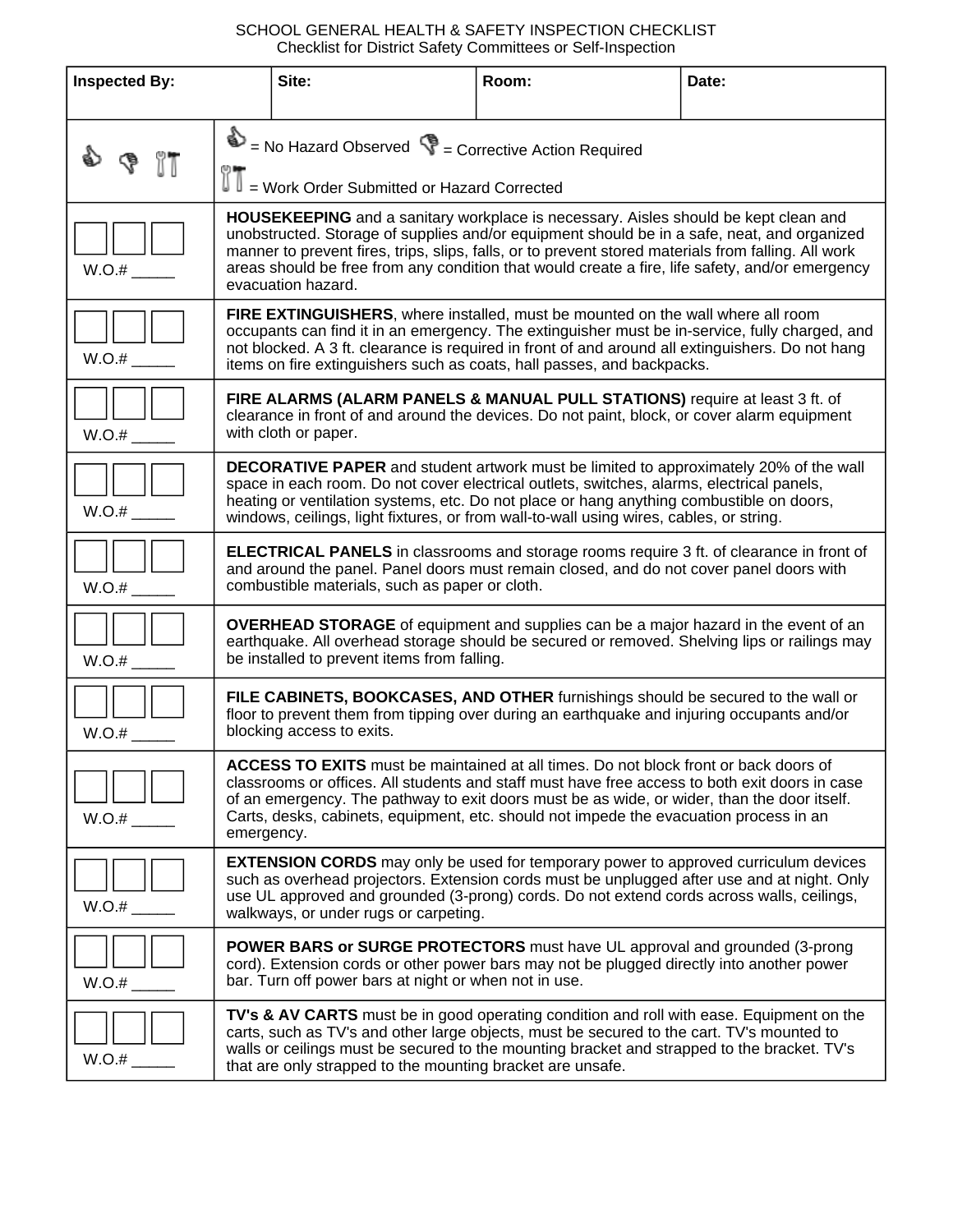SCHOOL GENERAL HEALTH & SAFETY INSPECTION CHECKLIST

Checklist for District Safety Committees or Self-Inspection

| Inspected By: | Site: | Room: | Date: |
|---|---|---|---|

| | |
|---|---|
| 👍 👎 🛠 | 👍 = No Hazard Observed 👎 = Corrective Action Required<br>🛠 = Work Order Submitted or Hazard Corrected |
| ☐ ☐ ☐<br>W.O.# _____ | **HOUSEKEEPING** and a sanitary workplace is necessary. Aisles should be kept clean and unobstructed. Storage of supplies and/or equipment should be in a safe, neat, and organized manner to prevent fires, trips, slips, falls, or to prevent stored materials from falling. All work areas should be free from any condition that would create a fire, life safety, and/or emergency evacuation hazard. |
| ☐ ☐ ☐<br>W.O.# _____ | **FIRE EXTINGUISHERS**, where installed, must be mounted on the wall where all room occupants can find it in an emergency. The extinguisher must be in-service, fully charged, and not blocked. A 3 ft. clearance is required in front of and around all extinguishers. Do not hang items on fire extinguishers such as coats, hall passes, and backpacks. |
| ☐ ☐ ☐<br>W.O.# _____ | **FIRE ALARMS (ALARM PANELS & MANUAL PULL STATIONS)** require at least 3 ft. of clearance in front of and around the devices. Do not paint, block, or cover alarm equipment with cloth or paper. |
| ☐ ☐ ☐<br>W.O.# _____ | **DECORATIVE PAPER** and student artwork must be limited to approximately 20% of the wall space in each room. Do not cover electrical outlets, switches, alarms, electrical panels, heating or ventilation systems, etc. Do not place or hang anything combustible on doors, windows, ceilings, light fixtures, or from wall-to-wall using wires, cables, or string. |
| ☐ ☐ ☐<br>W.O.# _____ | **ELECTRICAL PANELS** in classrooms and storage rooms require 3 ft. of clearance in front of and around the panel. Panel doors must remain closed, and do not cover panel doors with combustible materials, such as paper or cloth. |
| ☐ ☐ ☐<br>W.O.# _____ | **OVERHEAD STORAGE** of equipment and supplies can be a major hazard in the event of an earthquake. All overhead storage should be secured or removed. Shelving lips or railings may be installed to prevent items from falling. |
| ☐ ☐ ☐<br>W.O.# _____ | **FILE CABINETS, BOOKCASES, AND OTHER** furnishings should be secured to the wall or floor to prevent them from tipping over during an earthquake and injuring occupants and/or blocking access to exits. |
| ☐ ☐ ☐<br>W.O.# _____ | **ACCESS TO EXITS** must be maintained at all times. Do not block front or back doors of classrooms or offices. All students and staff must have free access to both exit doors in case of an emergency. The pathway to exit doors must be as wide, or wider, than the door itself. Carts, desks, cabinets, equipment, etc. should not impede the evacuation process in an emergency. |
| ☐ ☐ ☐<br>W.O.# _____ | **EXTENSION CORDS** may only be used for temporary power to approved curriculum devices such as overhead projectors. Extension cords must be unplugged after use and at night. Only use UL approved and grounded (3-prong) cords. Do not extend cords across walls, ceilings, walkways, or under rugs or carpeting. |
| ☐ ☐ ☐<br>W.O.# _____ | **POWER BARS or SURGE PROTECTORS** must have UL approval and grounded (3-prong cord). Extension cords or other power bars may not be plugged directly into another power bar. Turn off power bars at night or when not in use. |
| ☐ ☐ ☐<br>W.O.# _____ | **TV's & AV CARTS** must be in good operating condition and roll with ease. Equipment on the carts, such as TV's and other large objects, must be secured to the cart. TV's mounted to walls or ceilings must be secured to the mounting bracket and strapped to the bracket. TV's that are only strapped to the mounting bracket are unsafe. |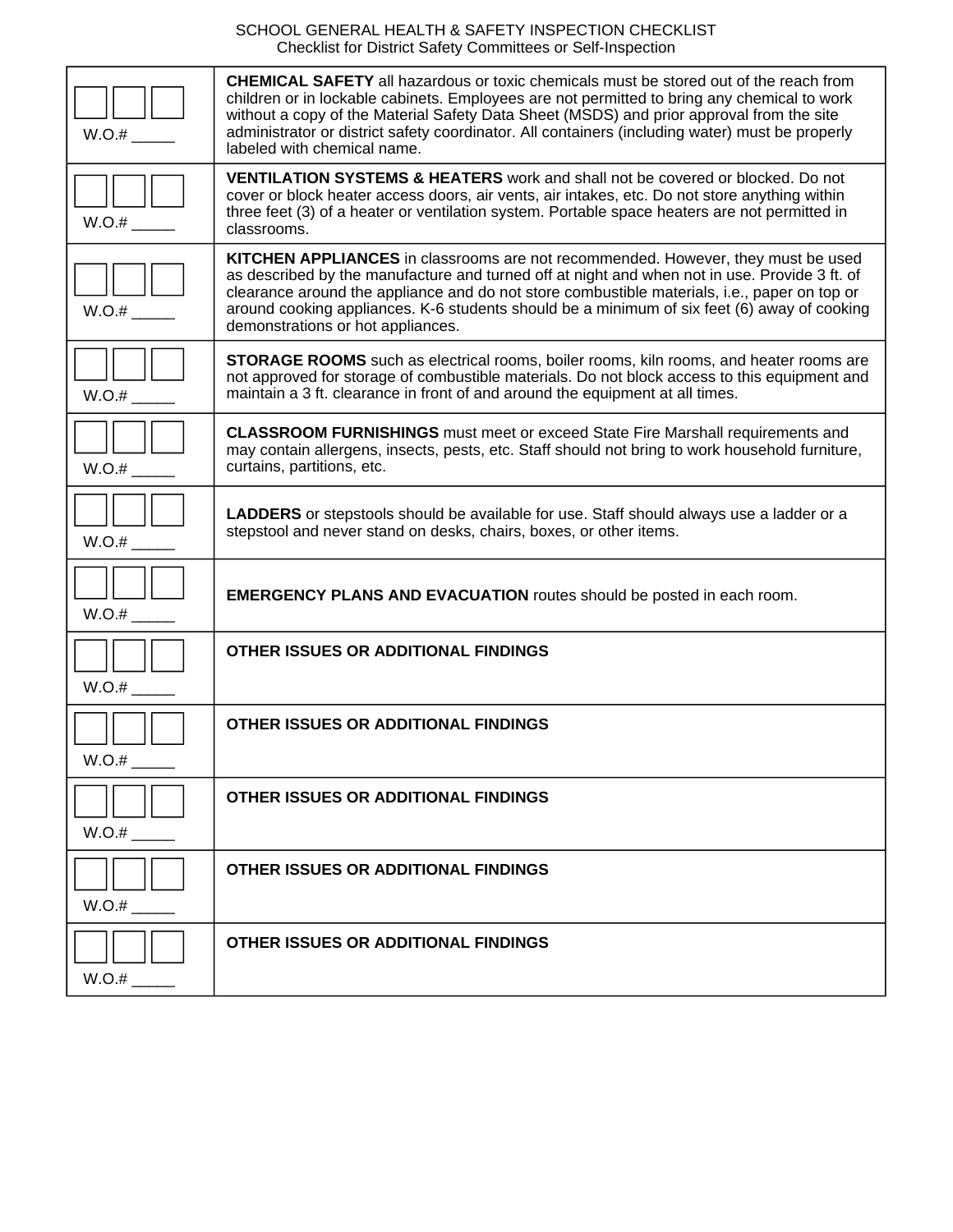SCHOOL GENERAL HEALTH & SAFETY INSPECTION CHECKLIST
Checklist for District Safety Committees or Self-Inspection

| | |
|---|---|
| ☐ ☐ ☐ W.O.# _____ | **CHEMICAL SAFETY** all hazardous or toxic chemicals must be stored out of the reach from children or in lockable cabinets. Employees are not permitted to bring any chemical to work without a copy of the Material Safety Data Sheet (MSDS) and prior approval from the site administrator or district safety coordinator. All containers (including water) must be properly labeled with chemical name. |
| ☐ ☐ ☐ W.O.# _____ | **VENTILATION SYSTEMS & HEATERS** work and shall not be covered or blocked. Do not cover or block heater access doors, air vents, air intakes, etc. Do not store anything within three feet (3) of a heater or ventilation system. Portable space heaters are not permitted in classrooms. |
| ☐ ☐ ☐ W.O.# _____ | **KITCHEN APPLIANCES** in classrooms are not recommended. However, they must be used as described by the manufacture and turned off at night and when not in use. Provide 3 ft. of clearance around the appliance and do not store combustible materials, i.e., paper on top or around cooking appliances. K-6 students should be a minimum of six feet (6) away of cooking demonstrations or hot appliances. |
| ☐ ☐ ☐ W.O.# _____ | **STORAGE ROOMS** such as electrical rooms, boiler rooms, kiln rooms, and heater rooms are not approved for storage of combustible materials. Do not block access to this equipment and maintain a 3 ft. clearance in front of and around the equipment at all times. |
| ☐ ☐ ☐ W.O.# _____ | **CLASSROOM FURNISHINGS** must meet or exceed State Fire Marshall requirements and may contain allergens, insects, pests, etc. Staff should not bring to work household furniture, curtains, partitions, etc. |
| ☐ ☐ ☐ W.O.# _____ | **LADDERS** or stepstools should be available for use. Staff should always use a ladder or a stepstool and never stand on desks, chairs, boxes, or other items. |
| ☐ ☐ ☐ W.O.# _____ | **EMERGENCY PLANS AND EVACUATION** routes should be posted in each room. |
| ☐ ☐ ☐ W.O.# _____ | **OTHER ISSUES OR ADDITIONAL FINDINGS** |
| ☐ ☐ ☐ W.O.# _____ | **OTHER ISSUES OR ADDITIONAL FINDINGS** |
| ☐ ☐ ☐ W.O.# _____ | **OTHER ISSUES OR ADDITIONAL FINDINGS** |
| ☐ ☐ ☐ W.O.# _____ | **OTHER ISSUES OR ADDITIONAL FINDINGS** |
| ☐ ☐ ☐ W.O.# _____ | **OTHER ISSUES OR ADDITIONAL FINDINGS** |